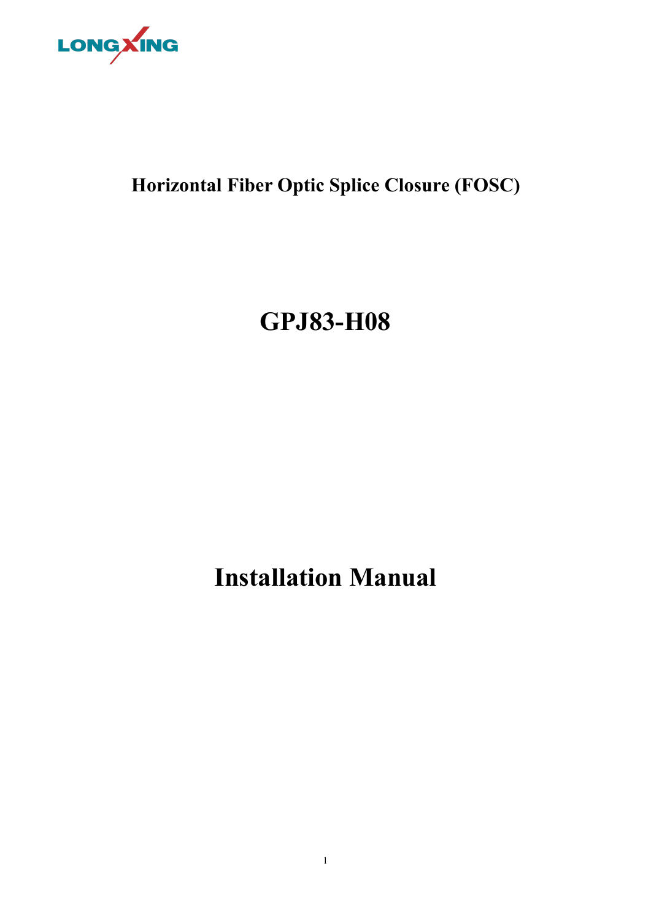LONGXING

## Horizontal Fiber Optic Splice Closure (FOSC)

# GPJ83-H08

# Installation Manual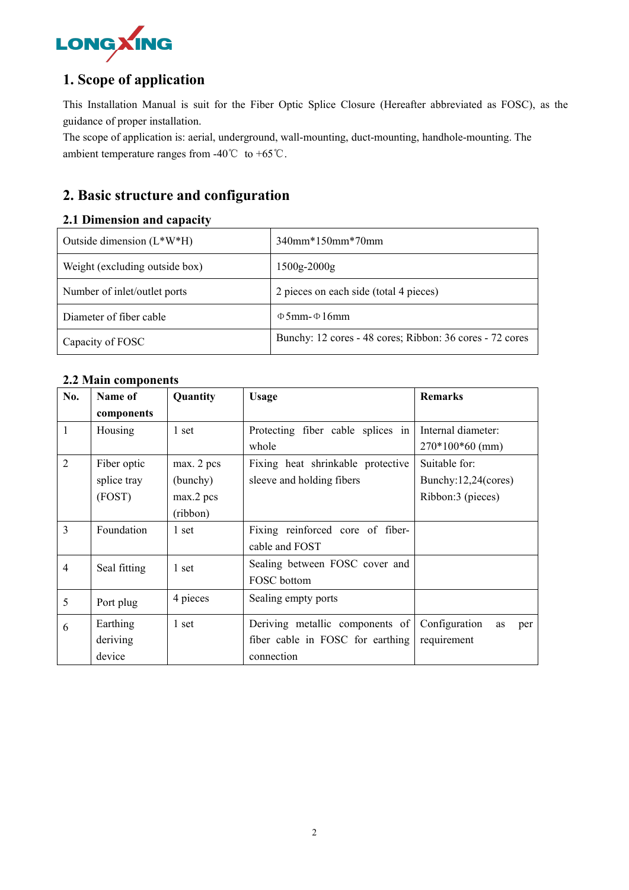LONGXING

## 1. Scope of application

This Installation Manual is suit for the Fiber Optic Splice Closure (Hereafter abbreviated as FOSC), as the guidance of proper installation.

The scope of application is: aerial, underground, wall-mounting, duct-mounting, handhole-mounting. The ambient temperature ranges from -40℃ to +65℃.

## 2. Basic structure and configuration

### 2.1 Dimension and capacity

| Outside dimension (L*W*H) | 340mm*150mm*70mm |
|---|---|
| Weight (excluding outside box) | 1500g-2000g |
| Number of inlet/outlet ports | 2 pieces on each side (total 4 pieces) |
| Diameter of fiber cable | Φ5mm-Φ16mm |
| Capacity of FOSC | Bunchy: 12 cores - 48 cores; Ribbon: 36 cores - 72 cores |

### 2.2 Main components

| No. | Name of components | Quantity | Usage | Remarks |
|---|---|---|---|---|
| 1 | Housing | 1 set | Protecting fiber cable splices in whole | Internal diameter: 270*100*60 (mm) |
| 2 | Fiber optic splice tray (FOST) | max. 2 pcs (bunchy) max.2 pcs (ribbon) | Fixing heat shrinkable protective sleeve and holding fibers | Suitable for: Bunchy:12,24(cores) Ribbon:3 (pieces) |
| 3 | Foundation | 1 set | Fixing reinforced core of fiber-cable and FOST | |
| 4 | Seal fitting | 1 set | Sealing between FOSC cover and FOSC bottom | |
| 5 | Port plug | 4 pieces | Sealing empty ports | |
| 6 | Earthing deriving device | 1 set | Deriving metallic components of fiber cable in FOSC for earthing connection | Configuration as per requirement |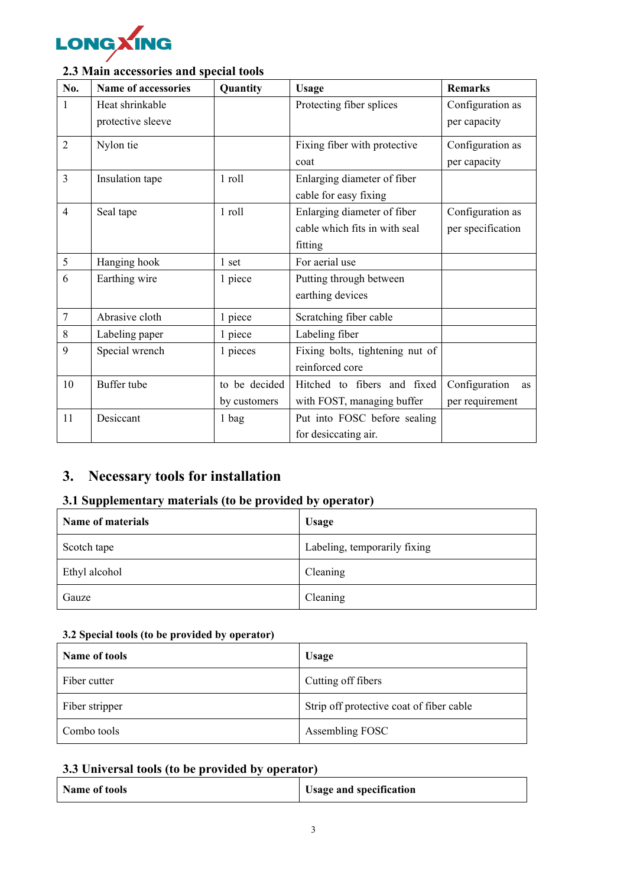### 2.3 Main accessories and special tools

| No. | Name of accessories | Quantity | Usage | Remarks |
|---|---|---|---|---|
| 1 | Heat shrinkable protective sleeve | | Protecting fiber splices | Configuration as per capacity |
| 2 | Nylon tie | | Fixing fiber with protective coat | Configuration as per capacity |
| 3 | Insulation tape | 1 roll | Enlarging diameter of fiber cable for easy fixing | |
| 4 | Seal tape | 1 roll | Enlarging diameter of fiber cable which fits in with seal fitting | Configuration as per specification |
| 5 | Hanging hook | 1 set | For aerial use | |
| 6 | Earthing wire | 1 piece | Putting through between earthing devices | |
| 7 | Abrasive cloth | 1 piece | Scratching fiber cable | |
| 8 | Labeling paper | 1 piece | Labeling fiber | |
| 9 | Special wrench | 1 pieces | Fixing bolts, tightening nut of reinforced core | |
| 10 | Buffer tube | to be decided by customers | Hitched to fibers and fixed with FOST, managing buffer | Configuration as per requirement |
| 11 | Desiccant | 1 bag | Put into FOSC before sealing for desiccating air. | |

## 3. Necessary tools for installation

### 3.1 Supplementary materials (to be provided by operator)

| Name of materials | Usage |
|---|---|
| Scotch tape | Labeling, temporarily fixing |
| Ethyl alcohol | Cleaning |
| Gauze | Cleaning |

### 3.2 Special tools (to be provided by operator)

| Name of tools | Usage |
|---|---|
| Fiber cutter | Cutting off fibers |
| Fiber stripper | Strip off protective coat of fiber cable |
| Combo tools | Assembling FOSC |

### 3.3 Universal tools (to be provided by operator)

| Name of tools | Usage and specification |
|---|---|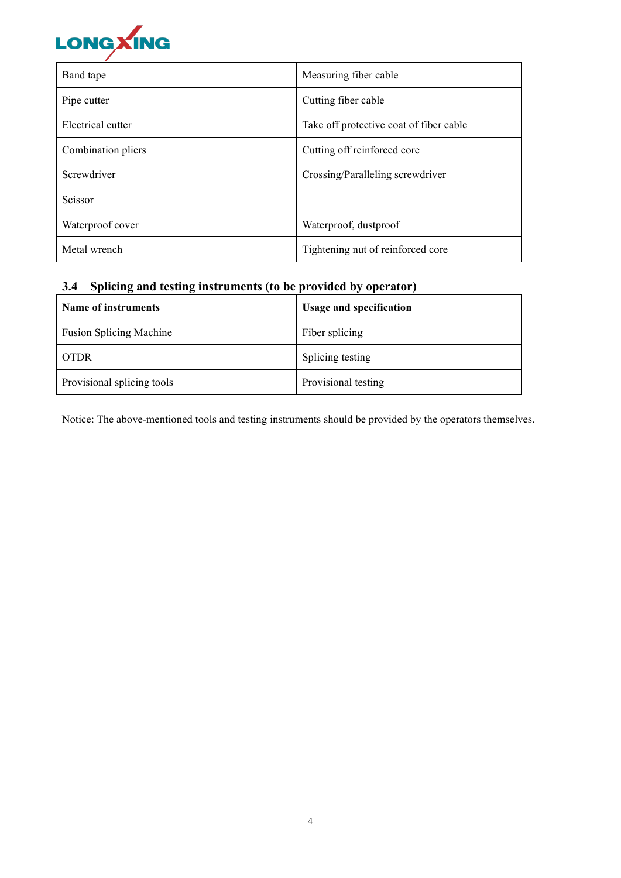| Band tape | Measuring fiber cable |
|---|---|
| Pipe cutter | Cutting fiber cable |
| Electrical cutter | Take off protective coat of fiber cable |
| Combination pliers | Cutting off reinforced core |
| Screwdriver | Crossing/Paralleling screwdriver |
| Scissor | |
| Waterproof cover | Waterproof, dustproof |
| Metal wrench | Tightening nut of reinforced core |

### 3.4 Splicing and testing instruments (to be provided by operator)

| Name of instruments | Usage and specification |
|---|---|
| Fusion Splicing Machine | Fiber splicing |
| OTDR | Splicing testing |
| Provisional splicing tools | Provisional testing |

Notice: The above-mentioned tools and testing instruments should be provided by the operators themselves.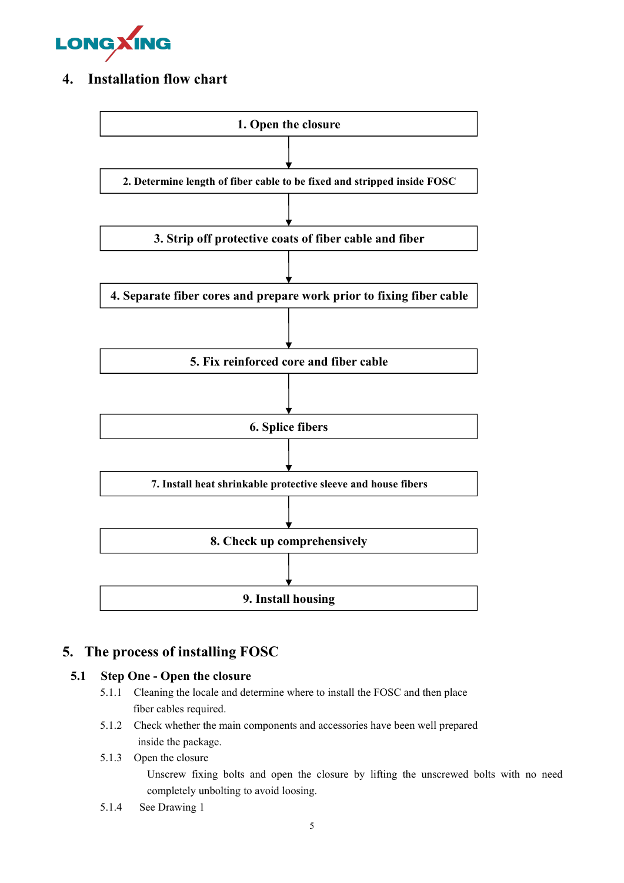## 4. Installation flow chart

**1. Open the closure**

↓

**2. Determine length of fiber cable to be fixed and stripped inside FOSC**

↓

**3. Strip off protective coats of fiber cable and fiber**

↓

**4. Separate fiber cores and prepare work prior to fixing fiber cable**

↓

**5. Fix reinforced core and fiber cable**

↓

**6. Splice fibers**

↓

**7. Install heat shrinkable protective sleeve and house fibers**

↓

**8. Check up comprehensively**

↓

**9. Install housing**

## 5. The process of installing FOSC

### 5.1 Step One - Open the closure

5.1.1 Cleaning the locale and determine where to install the FOSC and then place fiber cables required.

5.1.2 Check whether the main components and accessories have been well prepared inside the package.

5.1.3 Open the closure

Unscrew fixing bolts and open the closure by lifting the unscrewed bolts with no need completely unbolting to avoid loosing.

5.1.4 See Drawing 1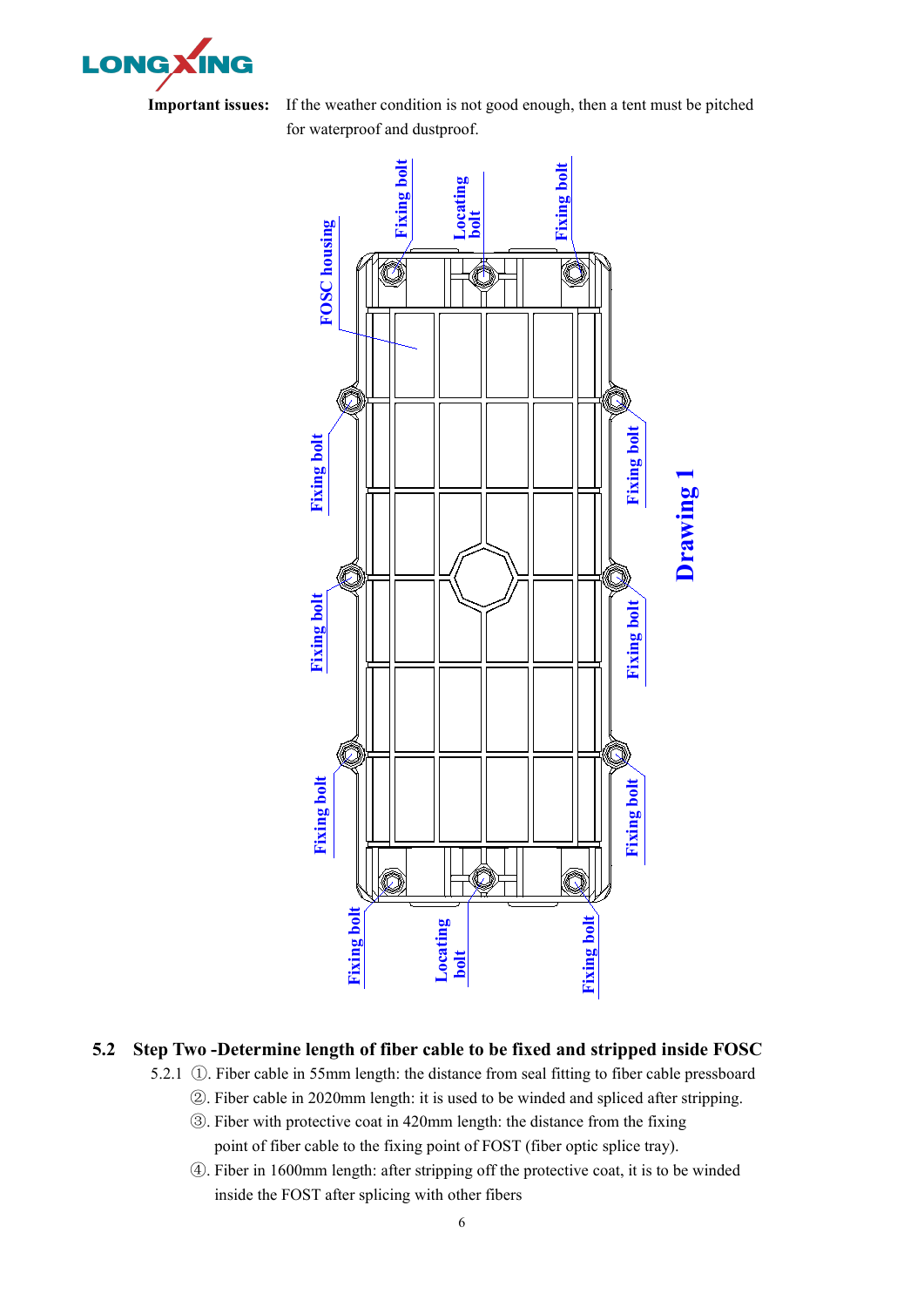**Important issues:** If the weather condition is not good enough, then a tent must be pitched for waterproof and dustproof.

Drawing 1

## 5.2 Step Two -Determine length of fiber cable to be fixed and stripped inside FOSC

5.2.1 ①. Fiber cable in 55mm length: the distance from seal fitting to fiber cable pressboard

②. Fiber cable in 2020mm length: it is used to be winded and spliced after stripping.

③. Fiber with protective coat in 420mm length: the distance from the fixing point of fiber cable to the fixing point of FOST (fiber optic splice tray).

④. Fiber in 1600mm length: after stripping off the protective coat, it is to be winded inside the FOST after splicing with other fibers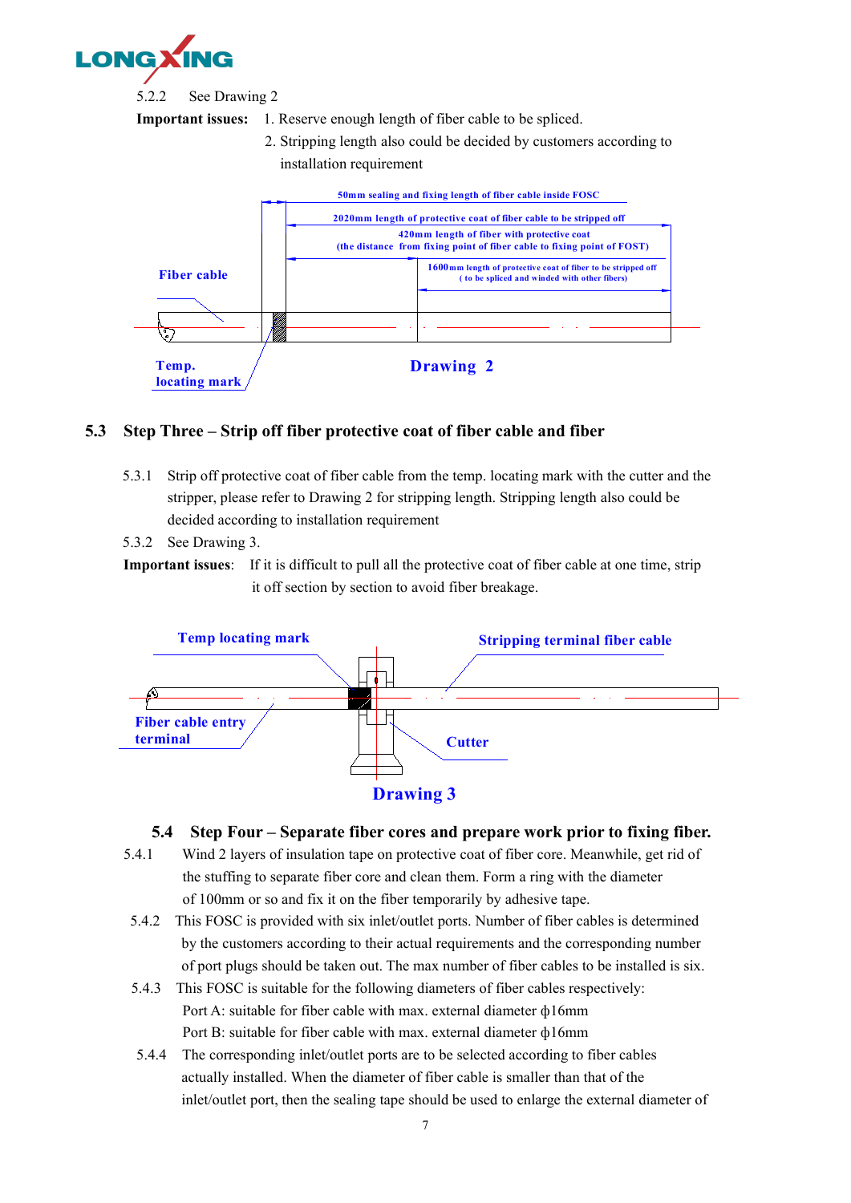5.2.2 See Drawing 2

**Important issues:** 1. Reserve enough length of fiber cable to be spliced.

2. Stripping length also could be decided by customers according to installation requirement

50mm sealing and fixing length of fiber cable inside FOSC

2020mm length of protective coat of fiber cable to be stripped off

420mm length of fiber with protective coat (the distance from fixing point of fiber cable to fixing point of FOST)

1600mm length of protective coat of fiber to be stripped off (to be spliced and winded with other fibers)

Fiber cable

Temp. locating mark

Drawing 2

## 5.3 Step Three – Strip off fiber protective coat of fiber cable and fiber

5.3.1 Strip off protective coat of fiber cable from the temp. locating mark with the cutter and the stripper, please refer to Drawing 2 for stripping length. Stripping length also could be decided according to installation requirement

5.3.2 See Drawing 3.

**Important issues**: If it is difficult to pull all the protective coat of fiber cable at one time, strip it off section by section to avoid fiber breakage.

Temp locating mark

Stripping terminal fiber cable

Fiber cable entry terminal

Cutter

Drawing 3

## 5.4 Step Four – Separate fiber cores and prepare work prior to fixing fiber.

5.4.1 Wind 2 layers of insulation tape on protective coat of fiber core. Meanwhile, get rid of the stuffing to separate fiber core and clean them. Form a ring with the diameter of 100mm or so and fix it on the fiber temporarily by adhesive tape.

5.4.2 This FOSC is provided with six inlet/outlet ports. Number of fiber cables is determined by the customers according to their actual requirements and the corresponding number of port plugs should be taken out. The max number of fiber cables to be installed is six.

5.4.3 This FOSC is suitable for the following diameters of fiber cables respectively:

Port A: suitable for fiber cable with max. external diameter ф16mm

Port B: suitable for fiber cable with max. external diameter ф16mm

5.4.4 The corresponding inlet/outlet ports are to be selected according to fiber cables actually installed. When the diameter of fiber cable is smaller than that of the inlet/outlet port, then the sealing tape should be used to enlarge the external diameter of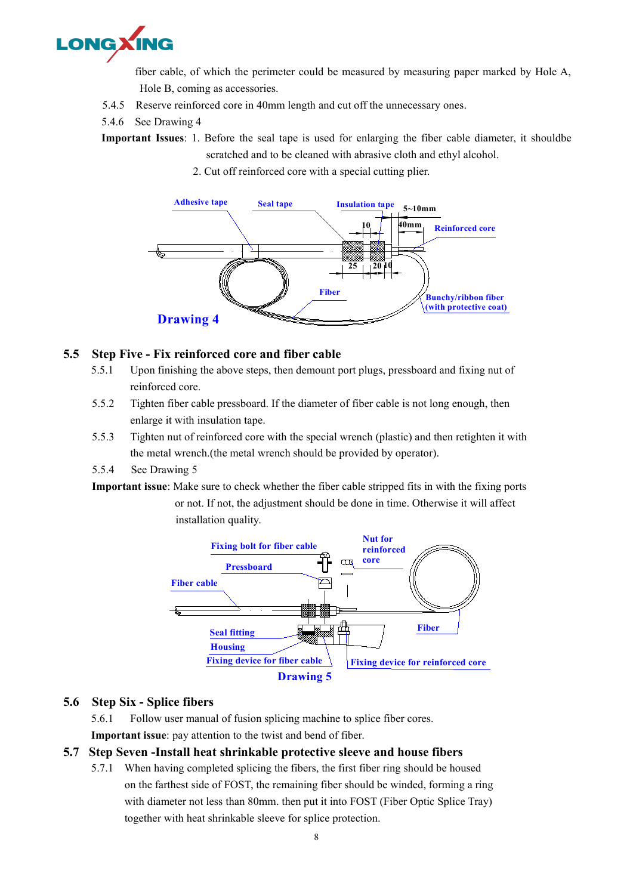fiber cable, of which the perimeter could be measured by measuring paper marked by Hole A, Hole B, coming as accessories.

5.4.5 Reserve reinforced core in 40mm length and cut off the unnecessary ones.

5.4.6 See Drawing 4

**Important Issues**: 1. Before the seal tape is used for enlarging the fiber cable diameter, it shouldbe scratched and to be cleaned with abrasive cloth and ethyl alcohol.

2. Cut off reinforced core with a special cutting plier.

Drawing 4

## 5.5 Step Five - Fix reinforced core and fiber cable

5.5.1 Upon finishing the above steps, then demount port plugs, pressboard and fixing nut of reinforced core.

5.5.2 Tighten fiber cable pressboard. If the diameter of fiber cable is not long enough, then enlarge it with insulation tape.

5.5.3 Tighten nut of reinforced core with the special wrench (plastic) and then retighten it with the metal wrench.(the metal wrench should be provided by operator).

5.5.4 See Drawing 5

**Important issue**: Make sure to check whether the fiber cable stripped fits in with the fixing ports or not. If not, the adjustment should be done in time. Otherwise it will affect installation quality.

Drawing 5

## 5.6 Step Six - Splice fibers

5.6.1 Follow user manual of fusion splicing machine to splice fiber cores.

**Important issue**: pay attention to the twist and bend of fiber.

## 5.7 Step Seven -Install heat shrinkable protective sleeve and house fibers

5.7.1 When having completed splicing the fibers, the first fiber ring should be housed on the farthest side of FOST, the remaining fiber should be winded, forming a ring with diameter not less than 80mm. then put it into FOST (Fiber Optic Splice Tray) together with heat shrinkable sleeve for splice protection.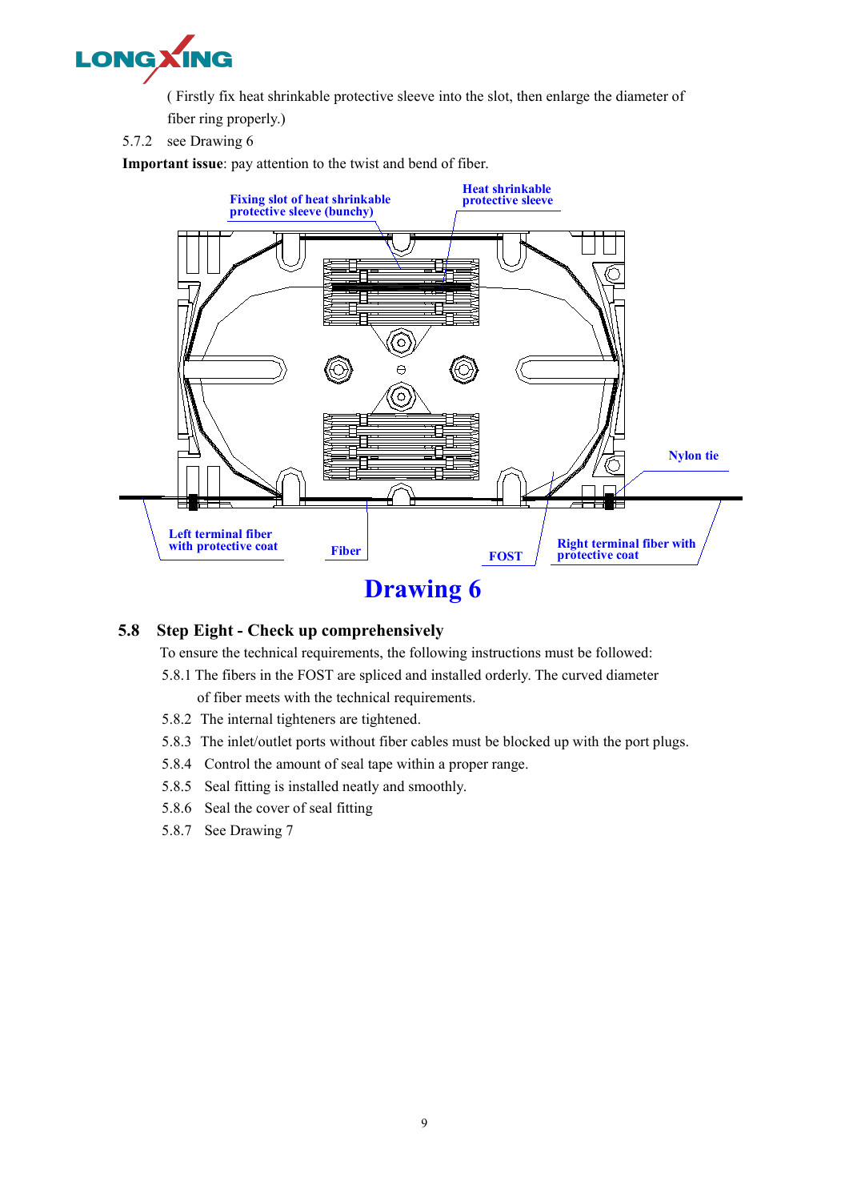( Firstly fix heat shrinkable protective sleeve into the slot, then enlarge the diameter of fiber ring properly.)

5.7.2 see Drawing 6

**Important issue**: pay attention to the twist and bend of fiber.

Fixing slot of heat shrinkable protective sleeve (bunchy)

Heat shrinkable protective sleeve

Nylon tie

Left terminal fiber with protective coat

Fiber

FOST

Right terminal fiber with protective coat

## Drawing 6

## 5.8 Step Eight - Check up comprehensively

To ensure the technical requirements, the following instructions must be followed:

5.8.1 The fibers in the FOST are spliced and installed orderly. The curved diameter of fiber meets with the technical requirements.

5.8.2 The internal tighteners are tightened.

5.8.3 The inlet/outlet ports without fiber cables must be blocked up with the port plugs.

5.8.4 Control the amount of seal tape within a proper range.

5.8.5 Seal fitting is installed neatly and smoothly.

5.8.6 Seal the cover of seal fitting

5.8.7 See Drawing 7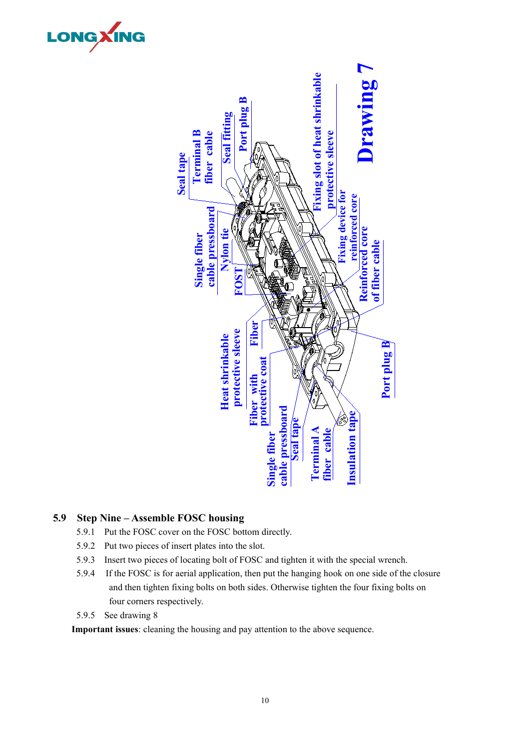**Drawing 7**

Seal tape, Terminal B fiber cable, Seal fitting, Port plug B, Fixing slot of heat shrinkable protective sleeve, Single fiber cable pressboard, Nylon tie, FOST, Fixing device for reinforced core, Reinforced core of fiber cable, Heat shrinkable protective sleeve, Fiber, Fiber with protective coat, Single fiber cable pressboard, Seal tape, Terminal A fiber cable, Insulation tape, Port plug B

### 5.9 Step Nine – Assemble FOSC housing

5.9.1 Put the FOSC cover on the FOSC bottom directly.

5.9.2 Put two pieces of insert plates into the slot.

5.9.3 Insert two pieces of locating bolt of FOSC and tighten it with the special wrench.

5.9.4 If the FOSC is for aerial application, then put the hanging hook on one side of the closure and then tighten fixing bolts on both sides. Otherwise tighten the four fixing bolts on four corners respectively.

5.9.5 See drawing 8

**Important issues**: cleaning the housing and pay attention to the above sequence.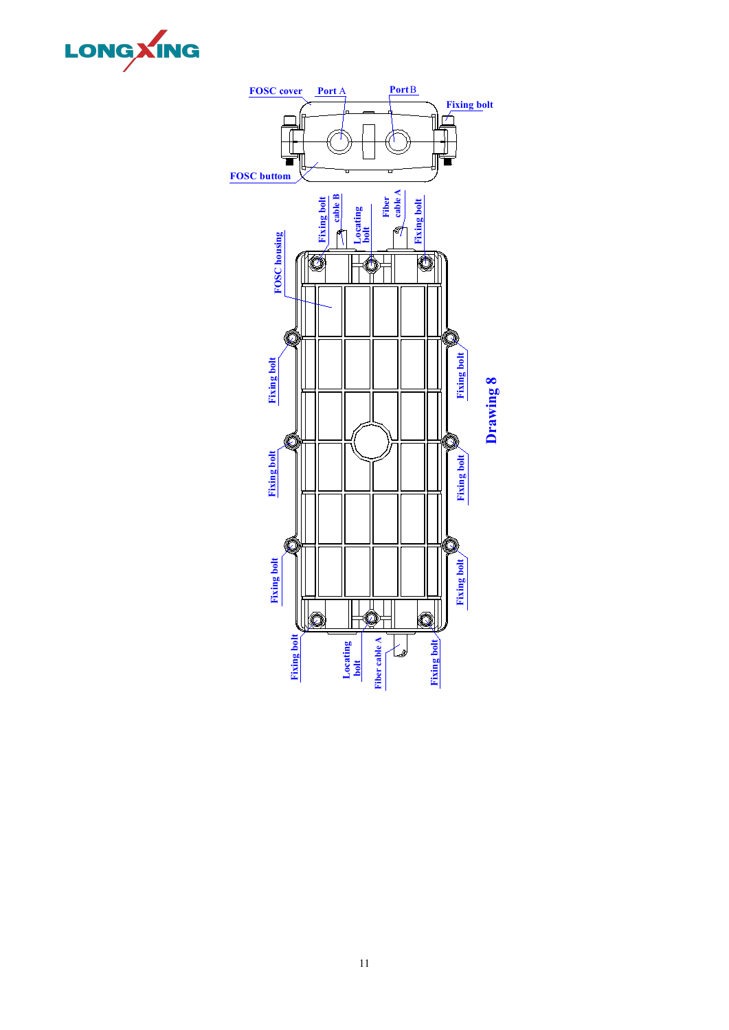FOSC cover

Port A

Port B

Fixing bolt

FOSC buttom

FOSC housing

Fixing bolt

cable B

Locating bolt

Fiber cable A

Fixing bolt

Fixing bolt

Fixing bolt

Fixing bolt

Fixing bolt

Fixing bolt

Fixing bolt

Fixing bolt

Locating bolt

Fiber cable A

Fixing bolt

**Drawing 8**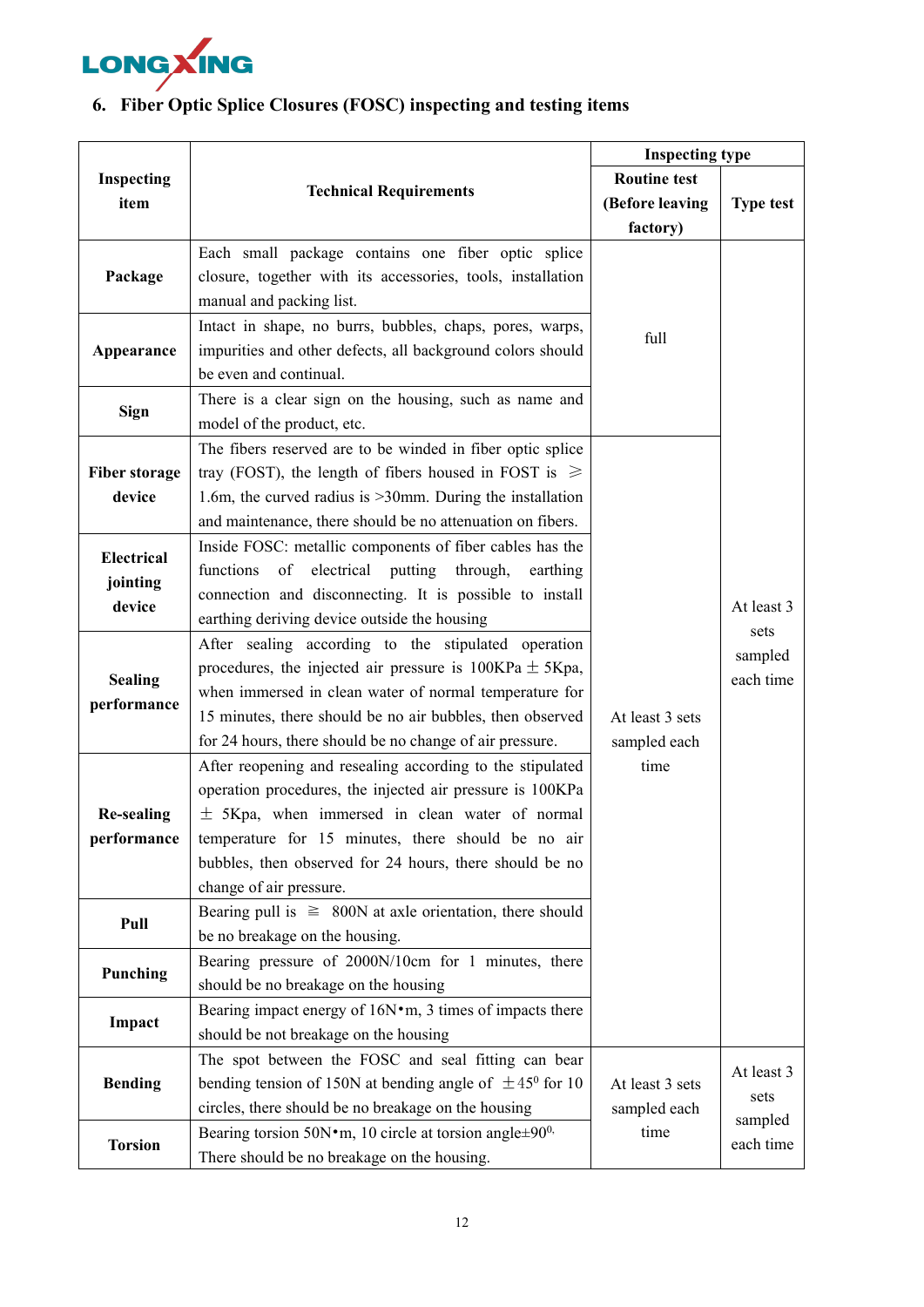## 6. Fiber Optic Splice Closures (FOSC) inspecting and testing items

| Inspecting item | Technical Requirements | Inspecting type | |
|---|---|---|---|
| | | Routine test (Before leaving factory) | Type test |
| Package | Each small package contains one fiber optic splice closure, together with its accessories, tools, installation manual and packing list. | full | At least 3 sets sampled each time |
| Appearance | Intact in shape, no burrs, bubbles, chaps, pores, warps, impurities and other defects, all background colors should be even and continual. | | |
| Sign | There is a clear sign on the housing, such as name and model of the product, etc. | | |
| Fiber storage device | The fibers reserved are to be winded in fiber optic splice tray (FOST), the length of fibers housed in FOST is ≥ 1.6m, the curved radius is >30mm. During the installation and maintenance, there should be no attenuation on fibers. | At least 3 sets sampled each time | |
| Electrical jointing device | Inside FOSC: metallic components of fiber cables has the functions of electrical putting through, earthing connection and disconnecting. It is possible to install earthing deriving device outside the housing | | |
| Sealing performance | After sealing according to the stipulated operation procedures, the injected air pressure is 100KPa ± 5Kpa, when immersed in clean water of normal temperature for 15 minutes, there should be no air bubbles, then observed for 24 hours, there should be no change of air pressure. | | |
| Re-sealing performance | After reopening and resealing according to the stipulated operation procedures, the injected air pressure is 100KPa ± 5Kpa, when immersed in clean water of normal temperature for 15 minutes, there should be no air bubbles, then observed for 24 hours, there should be no change of air pressure. | | |
| Pull | Bearing pull is ≧ 800N at axle orientation, there should be no breakage on the housing. | | |
| Punching | Bearing pressure of 2000N/10cm for 1 minutes, there should be no breakage on the housing | | |
| Impact | Bearing impact energy of 16N•m, 3 times of impacts there should be not breakage on the housing | | |
| Bending | The spot between the FOSC and seal fitting can bear bending tension of 150N at bending angle of $\pm 45^0$ for 10 circles, there should be no breakage on the housing | At least 3 sets sampled each time | At least 3 sets sampled each time |
| Torsion | Bearing torsion 50N•m, 10 circle at torsion angle$\pm 90^{0}$. There should be no breakage on the housing. | | |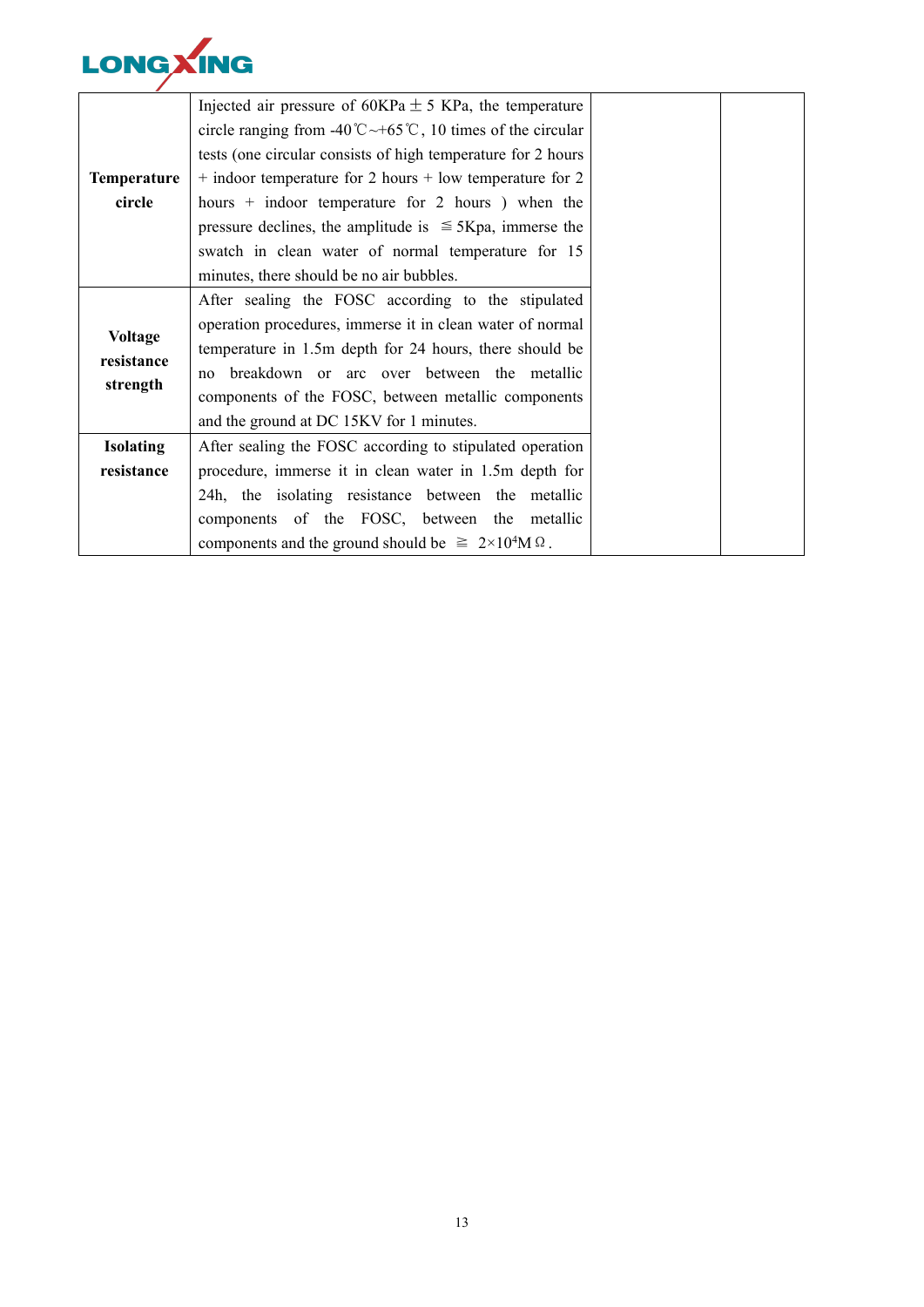| | | | |
|---|---|---|---|
| **Temperature circle** | Injected air pressure of 60KPa ± 5 KPa, the temperature circle ranging from -40℃~+65℃, 10 times of the circular tests (one circular consists of high temperature for 2 hours + indoor temperature for 2 hours + low temperature for 2 hours + indoor temperature for 2 hours ) when the pressure declines, the amplitude is ≦5Kpa, immerse the swatch in clean water of normal temperature for 15 minutes, there should be no air bubbles. | | |
| **Voltage resistance strength** | After sealing the FOSC according to the stipulated operation procedures, immerse it in clean water of normal temperature in 1.5m depth for 24 hours, there should be no breakdown or arc over between the metallic components of the FOSC, between metallic components and the ground at DC 15KV for 1 minutes. | | |
| **Isolating resistance** | After sealing the FOSC according to stipulated operation procedure, immerse it in clean water in 1.5m depth for 24h, the isolating resistance between the metallic components of the FOSC, between the metallic components and the ground should be ≧ $2\times10^4$MΩ. | | |